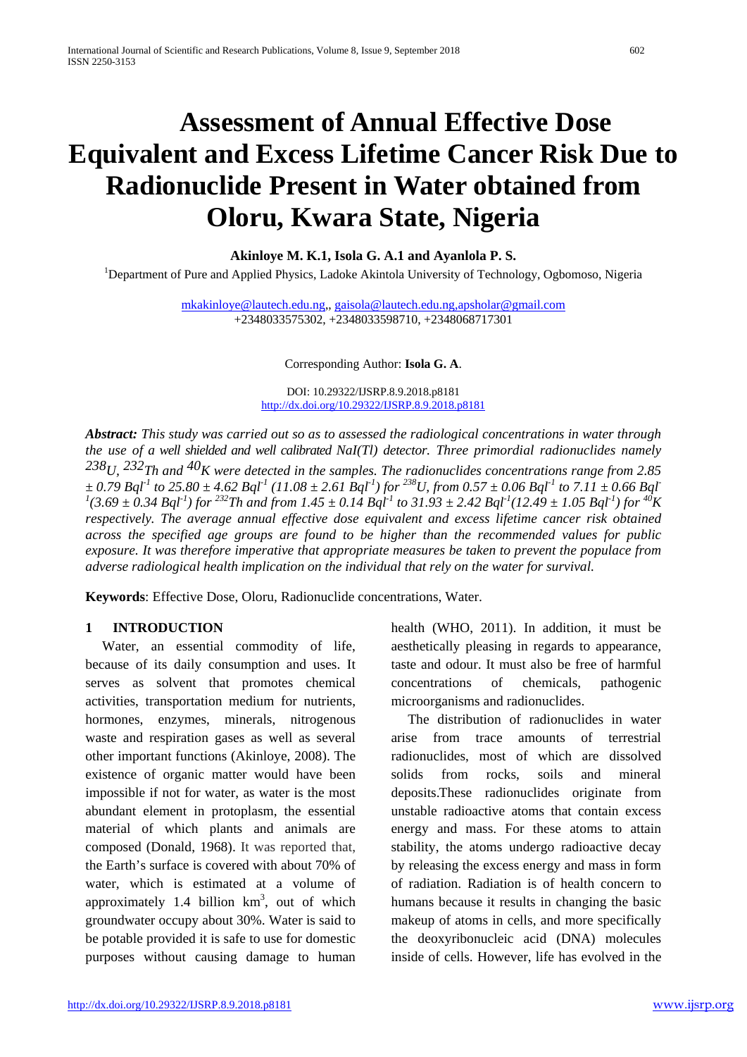# Assessment of Annual Effective Dose Equivalent and Excess Lifetime Cancer Risk Due to Radionuclide Present in Water obtained from Oloru, Kwara State, Nigeria

**Akinloye M. K.1, Isola G. A.1 and Ayanlola P. S.**

[1]Department of Pure and Applied Physics, Ladoke Akintola University of Technology, Ogbomoso, Nigeria

mkakinloye@lautech.edu.ng,, gaisola@lautech.edu.ng,apsholar@gmail.com
+2348033575302, +2348033598710, +2348068717301

Corresponding Author: **Isola G. A**.

DOI: 10.29322/IJSRP.8.9.2018.p8181
http://dx.doi.org/10.29322/IJSRP.8.9.2018.p8181

***Abstract:*** *This study was carried out so as to assessed the radiological concentrations in water through the use of a well shielded and well calibrated NaI(Tl) detector. Three primordial radionuclides namely $^{238}U$, $^{232}Th$ and $^{40}K$ were detected in the samples. The radionuclides concentrations range from 2.85 ± 0.79 $Bql^{-1}$ to 25.80 ± 4.62 $Bql^{-1}$ (11.08 ± 2.61 $Bql^{-1}$) for $^{238}U$, from 0.57 ± 0.06 $Bql^{-1}$ to 7.11 ± 0.66 $Bql^{-1}$(3.69 ± 0.34 $Bql^{-1}$) for $^{232}Th$ and from 1.45 ± 0.14 $Bql^{-1}$ to 31.93 ± 2.42 $Bql^{-1}$(12.49 ± 1.05 $Bql^{-1}$) for $^{40}K$ respectively. The average annual effective dose equivalent and excess lifetime cancer risk obtained across the specified age groups are found to be higher than the recommended values for public exposure. It was therefore imperative that appropriate measures be taken to prevent the populace from adverse radiological health implication on the individual that rely on the water for survival.*

**Keywords**: Effective Dose, Oloru, Radionuclide concentrations, Water.

## 1 INTRODUCTION

Water, an essential commodity of life, because of its daily consumption and uses. It serves as solvent that promotes chemical activities, transportation medium for nutrients, hormones, enzymes, minerals, nitrogenous waste and respiration gases as well as several other important functions (Akinloye, 2008). The existence of organic matter would have been impossible if not for water, as water is the most abundant element in protoplasm, the essential material of which plants and animals are composed (Donald, 1968). It was reported that, the Earth's surface is covered with about 70% of water, which is estimated at a volume of approximately 1.4 billion $km^3$, out of which groundwater occupy about 30%. Water is said to be potable provided it is safe to use for domestic purposes without causing damage to human health (WHO, 2011). In addition, it must be aesthetically pleasing in regards to appearance, taste and odour. It must also be free of harmful concentrations of chemicals, pathogenic microorganisms and radionuclides.

The distribution of radionuclides in water arise from trace amounts of terrestrial radionuclides, most of which are dissolved solids from rocks, soils and mineral deposits.These radionuclides originate from unstable radioactive atoms that contain excess energy and mass. For these atoms to attain stability, the atoms undergo radioactive decay by releasing the excess energy and mass in form of radiation. Radiation is of health concern to humans because it results in changing the basic makeup of atoms in cells, and more specifically the deoxyribonucleic acid (DNA) molecules inside of cells. However, life has evolved in the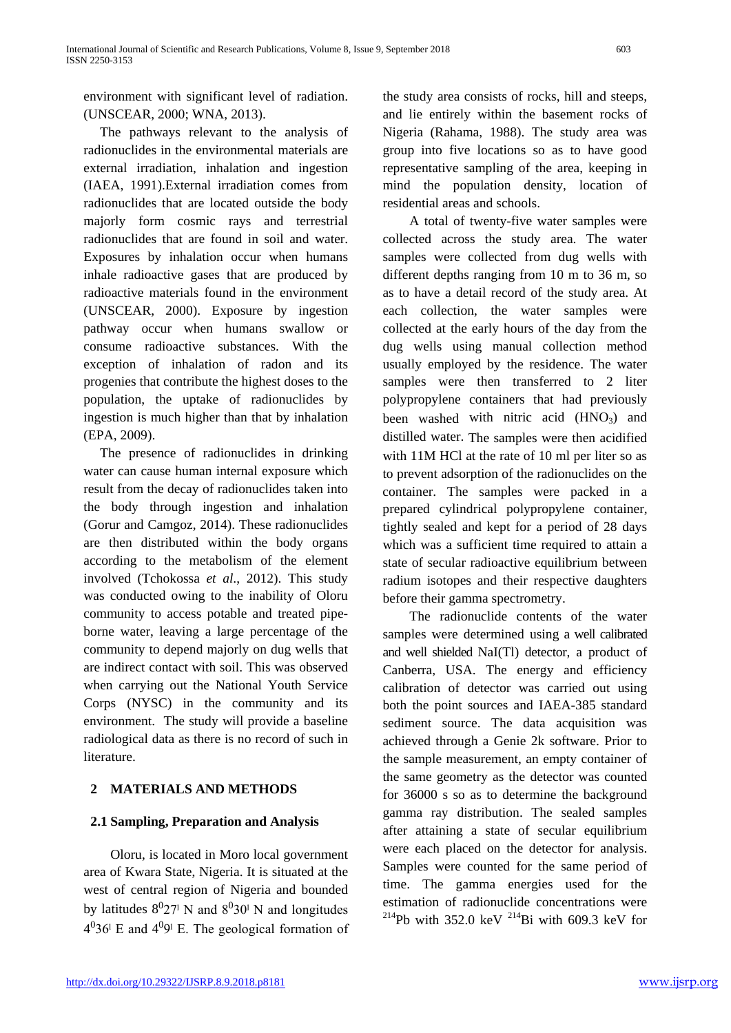environment with significant level of radiation. (UNSCEAR, 2000; WNA, 2013).

The pathways relevant to the analysis of radionuclides in the environmental materials are external irradiation, inhalation and ingestion (IAEA, 1991).External irradiation comes from radionuclides that are located outside the body majorly form cosmic rays and terrestrial radionuclides that are found in soil and water. Exposures by inhalation occur when humans inhale radioactive gases that are produced by radioactive materials found in the environment (UNSCEAR, 2000). Exposure by ingestion pathway occur when humans swallow or consume radioactive substances. With the exception of inhalation of radon and its progenies that contribute the highest doses to the population, the uptake of radionuclides by ingestion is much higher than that by inhalation (EPA, 2009).

The presence of radionuclides in drinking water can cause human internal exposure which result from the decay of radionuclides taken into the body through ingestion and inhalation (Gorur and Camgoz, 2014). These radionuclides are then distributed within the body organs according to the metabolism of the element involved (Tchokossa *et al*., 2012). This study was conducted owing to the inability of Oloru community to access potable and treated pipe-borne water, leaving a large percentage of the community to depend majorly on dug wells that are indirect contact with soil. This was observed when carrying out the National Youth Service Corps (NYSC) in the community and its environment. The study will provide a baseline radiological data as there is no record of such in literature.

## 2 MATERIALS AND METHODS

### 2.1 Sampling, Preparation and Analysis

Oloru, is located in Moro local government area of Kwara State, Nigeria. It is situated at the west of central region of Nigeria and bounded by latitudes $8^0 27^{\prime}$ N and $8^0 30^{\prime}$ N and longitudes $4^0 36^{\prime}$ E and $4^0 9^{\prime}$ E. The geological formation of the study area consists of rocks, hill and steeps, and lie entirely within the basement rocks of Nigeria (Rahama, 1988). The study area was group into five locations so as to have good representative sampling of the area, keeping in mind the population density, location of residential areas and schools.

A total of twenty-five water samples were collected across the study area. The water samples were collected from dug wells with different depths ranging from 10 m to 36 m, so as to have a detail record of the study area. At each collection, the water samples were collected at the early hours of the day from the dug wells using manual collection method usually employed by the residence. The water samples were then transferred to 2 liter polypropylene containers that had previously been washed with nitric acid ($HNO_3$) and distilled water. The samples were then acidified with 11M HCl at the rate of 10 ml per liter so as to prevent adsorption of the radionuclides on the container. The samples were packed in a prepared cylindrical polypropylene container, tightly sealed and kept for a period of 28 days which was a sufficient time required to attain a state of secular radioactive equilibrium between radium isotopes and their respective daughters before their gamma spectrometry.

The radionuclide contents of the water samples were determined using a well calibrated and well shielded NaI(Tl) detector, a product of Canberra, USA. The energy and efficiency calibration of detector was carried out using both the point sources and IAEA-385 standard sediment source. The data acquisition was achieved through a Genie 2k software. Prior to the sample measurement, an empty container of the same geometry as the detector was counted for 36000 s so as to determine the background gamma ray distribution. The sealed samples after attaining a state of secular equilibrium were each placed on the detector for analysis. Samples were counted for the same period of time. The gamma energies used for the estimation of radionuclide concentrations were $^{214}$Pb with 352.0 keV $^{214}$Bi with 609.3 keV for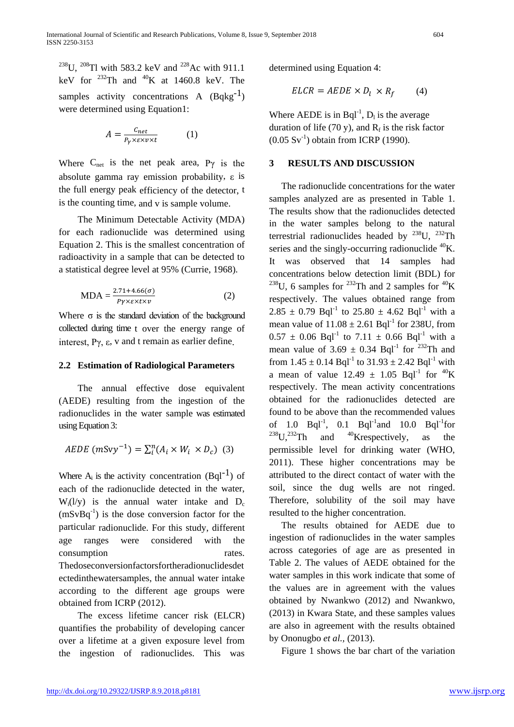$^{238}U$, $^{208}Tl$ with 583.2 keV and $^{228}Ac$ with 911.1 keV for $^{232}Th$ and $^{40}K$ at 1460.8 keV. The samples activity concentrations A ($Bqkg^{-1}$) were determined using Equation1:

$$A = \frac{C_{net}}{P_\gamma \times \varepsilon \times v \times t} \qquad (1)$$

Where $C_{net}$ is the net peak area, $P\gamma$ is the absolute gamma ray emission probability, $\varepsilon$ is the full energy peak efficiency of the detector, t is the counting time, and v is sample volume.

The Minimum Detectable Activity (MDA) for each radionuclide was determined using Equation 2. This is the smallest concentration of radioactivity in a sample that can be detected to a statistical degree level at 95% (Currie, 1968).

$$\text{MDA} = \frac{2.71 + 4.66(\sigma)}{P\gamma \times \varepsilon \times t \times v} \qquad (2)$$

Where $\sigma$ is the standard deviation of the background collected during time t over the energy range of interest, $P\gamma$, $\varepsilon$, v and t remain as earlier define.

### 2.2 Estimation of Radiological Parameters

The annual effective dose equivalent (AEDE) resulting from the ingestion of the radionuclides in the water sample was estimated using Equation 3:

$$AEDE\ (mSvy^{-1}) = \sum_i^n (A_i \times W_i \times D_c) \quad (3)$$

Where $A_i$ is the activity concentration ($Bql^{-1}$) of each of the radionuclide detected in the water, $W_i$(l/y) is the annual water intake and $D_c$ ($mSvBq^{-1}$) is the dose conversion factor for the particular radionuclide. For this study, different age ranges were considered with the consumption rates. Thedoseconversionfactorsfortheradionuclidesdetectedinthewatersamples, the annual water intake according to the different age groups were obtained from ICRP (2012).

The excess lifetime cancer risk (ELCR) quantifies the probability of developing cancer over a lifetime at a given exposure level from the ingestion of radionuclides. This was determined using Equation 4:

$$ELCR = AEDE \times D_l \times R_f \qquad (4)$$

Where AEDE is in $Bql^{-1}$, $D_l$ is the average duration of life (70 y), and $R_f$ is the risk factor ($0.05\ Sv^{-1}$) obtain from ICRP (1990).

## 3 RESULTS AND DISCUSSION

The radionuclide concentrations for the water samples analyzed are as presented in Table 1. The results show that the radionuclides detected in the water samples belong to the natural terrestrial radionuclides headed by $^{238}U$, $^{232}Th$ series and the singly-occurring radionuclide $^{40}K$. It was observed that 14 samples had concentrations below detection limit (BDL) for $^{238}U$, 6 samples for $^{232}Th$ and 2 samples for $^{40}K$ respectively. The values obtained range from $2.85 \pm 0.79\ Bql^{-1}$ to $25.80 \pm 4.62\ Bql^{-1}$ with a mean value of $11.08 \pm 2.61\ Bql^{-1}$ for 238U, from $0.57 \pm 0.06\ Bql^{-1}$ to $7.11 \pm 0.66\ Bql^{-1}$ with a mean value of $3.69 \pm 0.34\ Bql^{-1}$ for $^{232}Th$ and from $1.45 \pm 0.14\ Bql^{-1}$ to $31.93 \pm 2.42\ Bql^{-1}$ with a mean of value $12.49 \pm 1.05\ Bql^{-1}$ for $^{40}K$ respectively. The mean activity concentrations obtained for the radionuclides detected are found to be above than the recommended values of $1.0\ Bql^{-1}$, $0.1\ Bql^{-1}$and $10.0\ Bql^{-1}$for $^{238}U$,$^{232}Th$ and $^{40}K$respectively, as the permissible level for drinking water (WHO, 2011). These higher concentrations may be attributed to the direct contact of water with the soil, since the dug wells are not ringed. Therefore, solubility of the soil may have resulted to the higher concentration.

The results obtained for AEDE due to ingestion of radionuclides in the water samples across categories of age are as presented in Table 2. The values of AEDE obtained for the water samples in this work indicate that some of the values are in agreement with the values obtained by Nwankwo (2012) and Nwankwo, (2013) in Kwara State, and these samples values are also in agreement with the results obtained by Ononugbo *et al.*, (2013).

Figure 1 shows the bar chart of the variation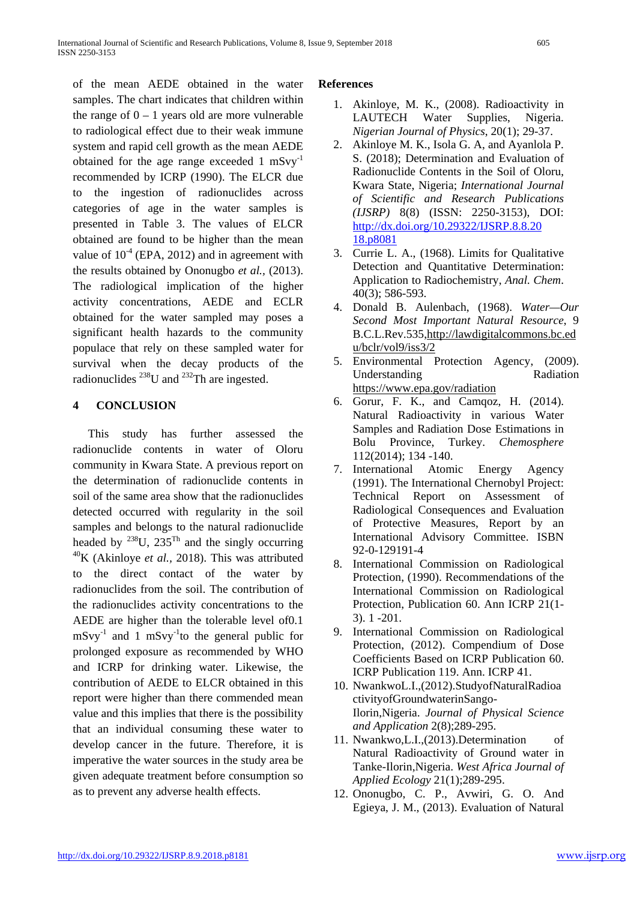of the mean AEDE obtained in the water samples. The chart indicates that children within the range of 0 – 1 years old are more vulnerable to radiological effect due to their weak immune system and rapid cell growth as the mean AEDE obtained for the age range exceeded 1 $mSvy^{-1}$ recommended by ICRP (1990). The ELCR due to the ingestion of radionuclides across categories of age in the water samples is presented in Table 3. The values of ELCR obtained are found to be higher than the mean value of $10^{-4}$ (EPA, 2012) and in agreement with the results obtained by Onongubo *et al.,* (2013). The radiological implication of the higher activity concentrations, AEDE and ECLR obtained for the water sampled may poses a significant health hazards to the community populace that rely on these sampled water for survival when the decay products of the radionuclides $^{238}U$ and $^{232}Th$ are ingested.

## 4 CONCLUSION

This study has further assessed the radionuclide contents in water of Oloru community in Kwara State. A previous report on the determination of radionuclide contents in soil of the same area show that the radionuclides detected occurred with regularity in the soil samples and belongs to the natural radionuclide headed by $^{238}U$, $235^{Th}$ and the singly occurring $^{40}K$ (Akinloye *et al.,* 2018). This was attributed to the direct contact of the water by radionuclides from the soil. The contribution of the radionuclides activity concentrations to the AEDE are higher than the tolerable level of0.1 $mSvy^{-1}$ and 1 $mSvy^{-1}$to the general public for prolonged exposure as recommended by WHO and ICRP for drinking water. Likewise, the contribution of AEDE to ELCR obtained in this report were higher than there commended mean value and this implies that there is the possibility that an individual consuming these water to develop cancer in the future. Therefore, it is imperative the water sources in the study area be given adequate treatment before consumption so as to prevent any adverse health effects.

## References

1. Akinloye, M. K., (2008). Radioactivity in LAUTECH Water Supplies, Nigeria. *Nigerian Journal of Physics*, 20(1); 29-37.
2. Akinloye M. K., Isola G. A, and Ayanlola P. S. (2018); Determination and Evaluation of Radionuclide Contents in the Soil of Oloru, Kwara State, Nigeria; *International Journal of Scientific and Research Publications (IJSRP)* 8(8) (ISSN: 2250-3153), DOI: http://dx.doi.org/10.29322/IJSRP.8.8.2018.p8081
3. Currie L. A., (1968). Limits for Qualitative Detection and Quantitative Determination: Application to Radiochemistry, *Anal. Chem*. 40(3); 586-593.
4. Donald B. Aulenbach, (1968). *Water—Our Second Most Important Natural Resource*, 9 B.C.L.Rev.535,http://lawdigitalcommons.bc.edu/bclr/vol9/iss3/2
5. Environmental Protection Agency, (2009). Understanding Radiation https://www.epa.gov/radiation
6. Gorur, F. K., and Camqoz, H. (2014). Natural Radioactivity in various Water Samples and Radiation Dose Estimations in Bolu Province, Turkey. *Chemosphere* 112(2014); 134 -140.
7. International Atomic Energy Agency (1991). The International Chernobyl Project: Technical Report on Assessment of Radiological Consequences and Evaluation of Protective Measures, Report by an International Advisory Committee. ISBN 92-0-129191-4
8. International Commission on Radiological Protection, (1990). Recommendations of the International Commission on Radiological Protection, Publication 60. Ann ICRP 21(1-3). 1 -201.
9. International Commission on Radiological Protection, (2012). Compendium of Dose Coefficients Based on ICRP Publication 60. ICRP Publication 119. Ann. ICRP 41.
10. NwankwoL.I.,(2012).StudyofNaturalRadioactivityofGroundwaterinSango-Ilorin,Nigeria. *Journal of Physical Science and Application* 2(8);289-295.
11. Nwankwo,L.I.,(2013).Determination of Natural Radioactivity of Ground water in Tanke-Ilorin,Nigeria. *West Africa Journal of Applied Ecology* 21(1);289-295.
12. Ononugbo, C. P., Avwiri, G. O. And Egieya, J. M., (2013). Evaluation of Natural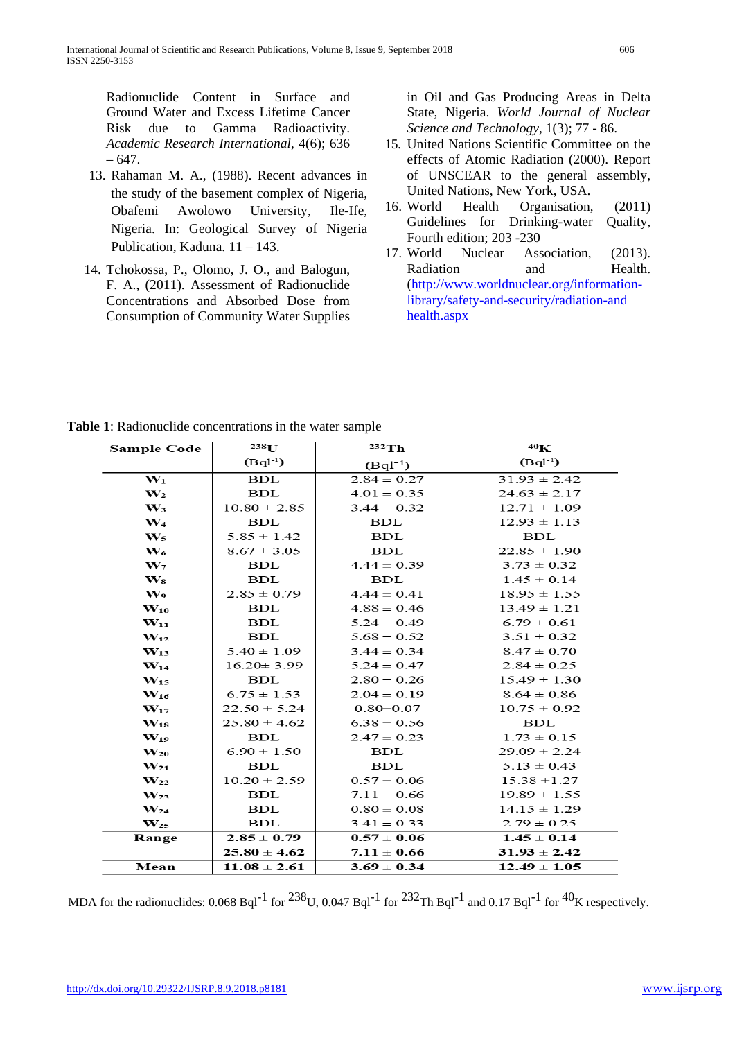Radionuclide Content in Surface and Ground Water and Excess Lifetime Cancer Risk due to Gamma Radioactivity. *Academic Research International*, 4(6); 636 – 647.

13. Rahaman M. A., (1988). Recent advances in the study of the basement complex of Nigeria, Obafemi Awolowo University, Ile-Ife, Nigeria. In: Geological Survey of Nigeria Publication, Kaduna. 11 – 143.
14. Tchokossa, P., Olomo, J. O., and Balogun, F. A., (2011). Assessment of Radionuclide Concentrations and Absorbed Dose from Consumption of Community Water Supplies in Oil and Gas Producing Areas in Delta State, Nigeria. *World Journal of Nuclear Science and Technology*, 1(3); 77 - 86.
15. United Nations Scientific Committee on the effects of Atomic Radiation (2000). Report of UNSCEAR to the general assembly, United Nations, New York, USA.
16. World Health Organisation, (2011) Guidelines for Drinking-water Quality, Fourth edition; 203 -230
17. World Nuclear Association, (2013). Radiation and Health. (http://www.worldnuclear.org/information-library/safety-and-security/radiation-and health.aspx

**Table 1**: Radionuclide concentrations in the water sample

| Sample Code | $^{238}U$ ($Bql^{-1}$) | $^{232}Th$ ($Bql^{-1}$) | $^{40}K$ ($Bql^{-1}$) |
|---|---|---|---|
| $W_1$ | BDL | 2.84 ± 0.27 | 31.93 ± 2.42 |
| $W_2$ | BDL | 4.01 ± 0.35 | 24.63 ± 2.17 |
| $W_3$ | 10.80 ± 2.85 | 3.44 ± 0.32 | 12.71 ± 1.09 |
| $W_4$ | BDL | BDL | 12.93 ± 1.13 |
| $W_5$ | 5.85 ± 1.42 | BDL | BDL |
| $W_6$ | 8.67 ± 3.05 | BDL | 22.85 ± 1.90 |
| $W_7$ | BDL | 4.44 ± 0.39 | 3.73 ± 0.32 |
| $W_8$ | BDL | BDL | 1.45 ± 0.14 |
| $W_9$ | 2.85 ± 0.79 | 4.44 ± 0.41 | 18.95 ± 1.55 |
| $W_{10}$ | BDL | 4.88 ± 0.46 | 13.49 ± 1.21 |
| $W_{11}$ | BDL | 5.24 ± 0.49 | 6.79 ± 0.61 |
| $W_{12}$ | BDL | 5.68 ± 0.52 | 3.51 ± 0.32 |
| $W_{13}$ | 5.40 ± 1.09 | 3.44 ± 0.34 | 8.47 ± 0.70 |
| $W_{14}$ | 16.20± 3.99 | 5.24 ± 0.47 | 2.84 ± 0.25 |
| $W_{15}$ | BDL | 2.80 ± 0.26 | 15.49 ± 1.30 |
| $W_{16}$ | 6.75 ± 1.53 | 2.04 ± 0.19 | 8.64 ± 0.86 |
| $W_{17}$ | 22.50 ± 5.24 | 0.80±0.07 | 10.75 ± 0.92 |
| $W_{18}$ | 25.80 ± 4.62 | 6.38 ± 0.56 | BDL |
| $W_{19}$ | BDL | 2.47 ± 0.23 | 1.73 ± 0.15 |
| $W_{20}$ | 6.90 ± 1.50 | BDL | 29.09 ± 2.24 |
| $W_{21}$ | BDL | BDL | 5.13 ± 0.43 |
| $W_{22}$ | 10.20 ± 2.59 | 0.57 ± 0.06 | 15.38 ±1.27 |
| $W_{23}$ | BDL | 7.11 ± 0.66 | 19.89 ± 1.55 |
| $W_{24}$ | BDL | 0.80 ± 0.08 | 14.15 ± 1.29 |
| $W_{25}$ | BDL | 3.41 ± 0.33 | 2.79 ± 0.25 |
| **Range** | **2.85 ± 0.79** | **0.57 ± 0.06** | **1.45 ± 0.14** |
| | **25.80 ± 4.62** | **7.11 ± 0.66** | **31.93 ± 2.42** |
| **Mean** | **11.08 ± 2.61** | **3.69 ± 0.34** | **12.49 ± 1.05** |

MDA for the radionuclides: 0.068 $Bql^{-1}$ for $^{238}U$, 0.047 $Bql^{-1}$ for $^{232}Th$ $Bql^{-1}$ and 0.17 $Bql^{-1}$ for $^{40}K$ respectively.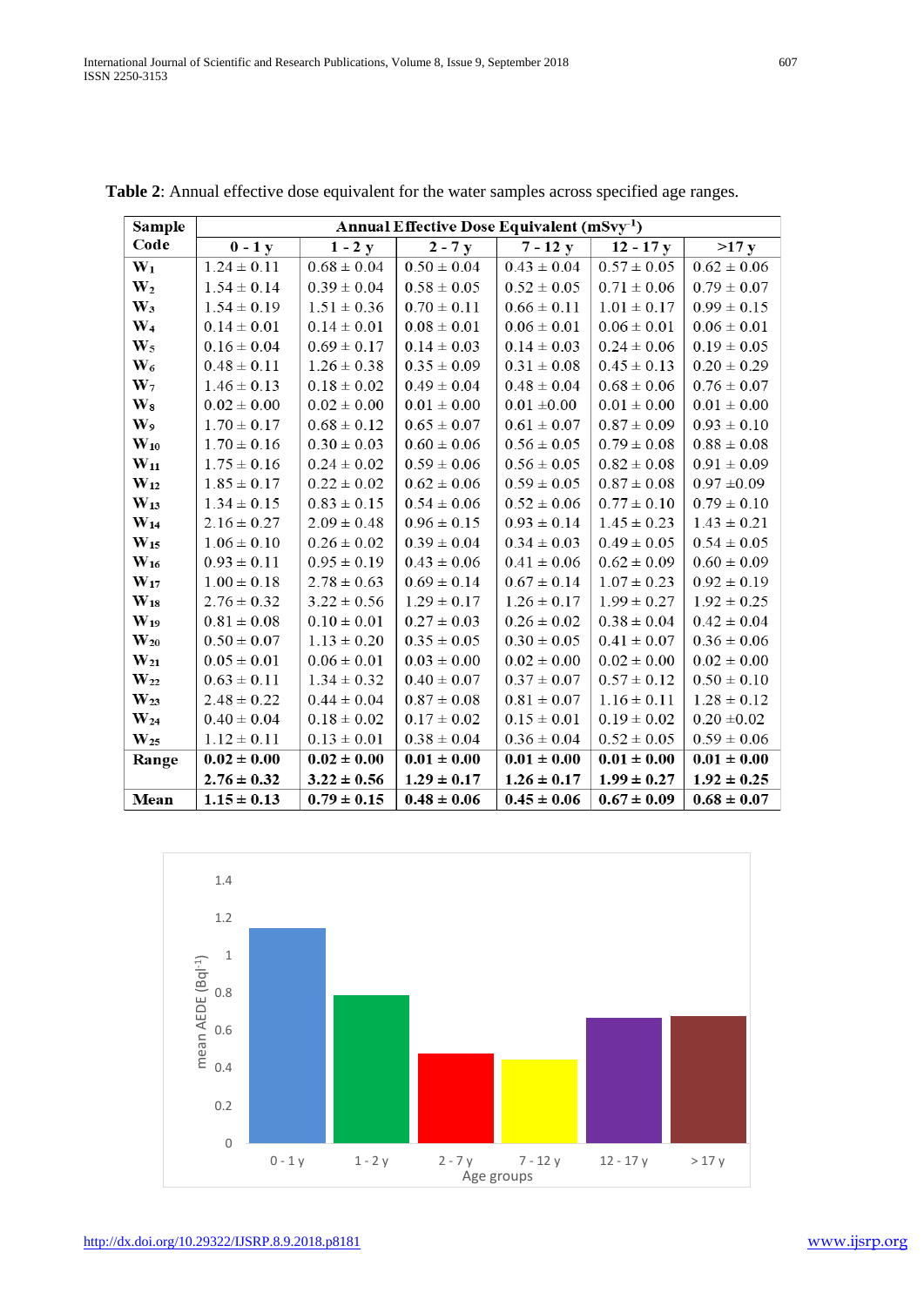**Table 2**: Annual effective dose equivalent for the water samples across specified age ranges.

| Sample Code | Annual Effective Dose Equivalent (mSvy$^{-1}$) | | | | | |
|---|---|---|---|---|---|---|
| | 0 - 1 y | 1 - 2 y | 2 - 7 y | 7 - 12 y | 12 - 17 y | >17 y |
| $W_1$ | 1.24 ± 0.11 | 0.68 ± 0.04 | 0.50 ± 0.04 | 0.43 ± 0.04 | 0.57 ± 0.05 | 0.62 ± 0.06 |
| $W_2$ | 1.54 ± 0.14 | 0.39 ± 0.04 | 0.58 ± 0.05 | 0.52 ± 0.05 | 0.71 ± 0.06 | 0.79 ± 0.07 |
| $W_3$ | 1.54 ± 0.19 | 1.51 ± 0.36 | 0.70 ± 0.11 | 0.66 ± 0.11 | 1.01 ± 0.17 | 0.99 ± 0.15 |
| $W_4$ | 0.14 ± 0.01 | 0.14 ± 0.01 | 0.08 ± 0.01 | 0.06 ± 0.01 | 0.06 ± 0.01 | 0.06 ± 0.01 |
| $W_5$ | 0.16 ± 0.04 | 0.69 ± 0.17 | 0.14 ± 0.03 | 0.14 ± 0.03 | 0.24 ± 0.06 | 0.19 ± 0.05 |
| $W_6$ | 0.48 ± 0.11 | 1.26 ± 0.38 | 0.35 ± 0.09 | 0.31 ± 0.08 | 0.45 ± 0.13 | 0.20 ± 0.29 |
| $W_7$ | 1.46 ± 0.13 | 0.18 ± 0.02 | 0.49 ± 0.04 | 0.48 ± 0.04 | 0.68 ± 0.06 | 0.76 ± 0.07 |
| $W_8$ | 0.02 ± 0.00 | 0.02 ± 0.00 | 0.01 ± 0.00 | 0.01 ±0.00 | 0.01 ± 0.00 | 0.01 ± 0.00 |
| $W_9$ | 1.70 ± 0.17 | 0.68 ± 0.12 | 0.65 ± 0.07 | 0.61 ± 0.07 | 0.87 ± 0.09 | 0.93 ± 0.10 |
| $W_{10}$ | 1.70 ± 0.16 | 0.30 ± 0.03 | 0.60 ± 0.06 | 0.56 ± 0.05 | 0.79 ± 0.08 | 0.88 ± 0.08 |
| $W_{11}$ | 1.75 ± 0.16 | 0.24 ± 0.02 | 0.59 ± 0.06 | 0.56 ± 0.05 | 0.82 ± 0.08 | 0.91 ± 0.09 |
| $W_{12}$ | 1.85 ± 0.17 | 0.22 ± 0.02 | 0.62 ± 0.06 | 0.59 ± 0.05 | 0.87 ± 0.08 | 0.97 ±0.09 |
| $W_{13}$ | 1.34 ± 0.15 | 0.83 ± 0.15 | 0.54 ± 0.06 | 0.52 ± 0.06 | 0.77 ± 0.10 | 0.79 ± 0.10 |
| $W_{14}$ | 2.16 ± 0.27 | 2.09 ± 0.48 | 0.96 ± 0.15 | 0.93 ± 0.14 | 1.45 ± 0.23 | 1.43 ± 0.21 |
| $W_{15}$ | 1.06 ± 0.10 | 0.26 ± 0.02 | 0.39 ± 0.04 | 0.34 ± 0.03 | 0.49 ± 0.05 | 0.54 ± 0.05 |
| $W_{16}$ | 0.93 ± 0.11 | 0.95 ± 0.19 | 0.43 ± 0.06 | 0.41 ± 0.06 | 0.62 ± 0.09 | 0.60 ± 0.09 |
| $W_{17}$ | 1.00 ± 0.18 | 2.78 ± 0.63 | 0.69 ± 0.14 | 0.67 ± 0.14 | 1.07 ± 0.23 | 0.92 ± 0.19 |
| $W_{18}$ | 2.76 ± 0.32 | 3.22 ± 0.56 | 1.29 ± 0.17 | 1.26 ± 0.17 | 1.99 ± 0.27 | 1.92 ± 0.25 |
| $W_{19}$ | 0.81 ± 0.08 | 0.10 ± 0.01 | 0.27 ± 0.03 | 0.26 ± 0.02 | 0.38 ± 0.04 | 0.42 ± 0.04 |
| $W_{20}$ | 0.50 ± 0.07 | 1.13 ± 0.20 | 0.35 ± 0.05 | 0.30 ± 0.05 | 0.41 ± 0.07 | 0.36 ± 0.06 |
| $W_{21}$ | 0.05 ± 0.01 | 0.06 ± 0.01 | 0.03 ± 0.00 | 0.02 ± 0.00 | 0.02 ± 0.00 | 0.02 ± 0.00 |
| $W_{22}$ | 0.63 ± 0.11 | 1.34 ± 0.32 | 0.40 ± 0.07 | 0.37 ± 0.07 | 0.57 ± 0.12 | 0.50 ± 0.10 |
| $W_{23}$ | 2.48 ± 0.22 | 0.44 ± 0.04 | 0.87 ± 0.08 | 0.81 ± 0.07 | 1.16 ± 0.11 | 1.28 ± 0.12 |
| $W_{24}$ | 0.40 ± 0.04 | 0.18 ± 0.02 | 0.17 ± 0.02 | 0.15 ± 0.01 | 0.19 ± 0.02 | 0.20 ±0.02 |
| $W_{25}$ | 1.12 ± 0.11 | 0.13 ± 0.01 | 0.38 ± 0.04 | 0.36 ± 0.04 | 0.52 ± 0.05 | 0.59 ± 0.06 |
| **Range** | **0.02 ± 0.00** | **0.02 ± 0.00** | **0.01 ± 0.00** | **0.01 ± 0.00** | **0.01 ± 0.00** | **0.01 ± 0.00** |
| | **2.76 ± 0.32** | **3.22 ± 0.56** | **1.29 ± 0.17** | **1.26 ± 0.17** | **1.99 ± 0.27** | **1.92 ± 0.25** |
| **Mean** | **1.15 ± 0.13** | **0.79 ± 0.15** | **0.48 ± 0.06** | **0.45 ± 0.06** | **0.67 ± 0.09** | **0.68 ± 0.07** |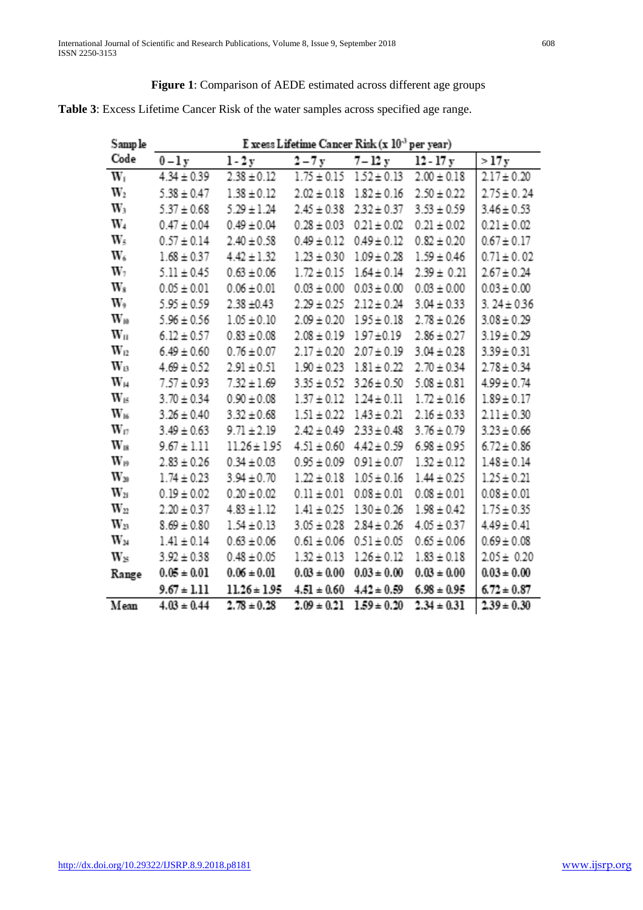**Figure 1**: Comparison of AEDE estimated across different age groups

**Table 3**: Excess Lifetime Cancer Risk of the water samples across specified age range.

| Sample Code | Excess Lifetime Cancer Risk (x $10^{-3}$ per year) | | | | | |
|---|---|---|---|---|---|---|
| | 0 – 1 y | 1 - 2 y | 2 – 7 y | 7 – 12 y | 12 - 17 y | > 17 y |
| $W_1$ | 4.34 ± 0.39 | 2.38 ± 0.12 | 1.75 ± 0.15 | 1.52 ± 0.13 | 2.00 ± 0.18 | 2.17 ± 0.20 |
| $W_2$ | 5.38 ± 0.47 | 1.38 ± 0.12 | 2.02 ± 0.18 | 1.82 ± 0.16 | 2.50 ± 0.22 | 2.75 ± 0. 24 |
| $W_3$ | 5.37 ± 0.68 | 5.29 ± 1.24 | 2.45 ± 0.38 | 2.32 ± 0.37 | 3.53 ± 0.59 | 3.46 ± 0.53 |
| $W_4$ | 0.47 ± 0.04 | 0.49 ± 0.04 | 0.28 ± 0.03 | 0.21 ± 0.02 | 0.21 ± 0.02 | 0.21 ± 0.02 |
| $W_5$ | 0.57 ± 0.14 | 2.40 ± 0.58 | 0.49 ± 0.12 | 0.49 ± 0.12 | 0.82 ± 0.20 | 0.67 ± 0.17 |
| $W_6$ | 1.68 ± 0.37 | 4.42 ± 1.32 | 1.23 ± 0.30 | 1.09 ± 0.28 | 1.59 ± 0.46 | 0.71 ± 0. 02 |
| $W_7$ | 5.11 ± 0.45 | 0.63 ± 0.06 | 1.72 ± 0.15 | 1.64 ± 0.14 | 2.39 ± 0.21 | 2.67 ± 0.24 |
| $W_8$ | 0.05 ± 0.01 | 0.06 ± 0.01 | 0.03 ± 0.00 | 0.03 ± 0.00 | 0.03 ± 0.00 | 0.03 ± 0.00 |
| $W_9$ | 5.95 ± 0.59 | 2.38 ±0.43 | 2.29 ± 0.25 | 2.12 ± 0.24 | 3.04 ± 0.33 | 3. 24 ± 0.36 |
| $W_{10}$ | 5.96 ± 0.56 | 1.05 ± 0.10 | 2.09 ± 0.20 | 1.95 ± 0.18 | 2.78 ± 0.26 | 3.08 ± 0.29 |
| $W_{11}$ | 6.12 ± 0.57 | 0.83 ± 0.08 | 2.08 ± 0.19 | 1.97±0.19 | 2.86 ± 0.27 | 3.19 ± 0.29 |
| $W_{12}$ | 6.49 ± 0.60 | 0.76 ± 0.07 | 2.17 ± 0.20 | 2.07 ± 0.19 | 3.04 ± 0.28 | 3.39 ± 0.31 |
| $W_{13}$ | 4.69 ± 0.52 | 2.91 ± 0.51 | 1.90 ± 0.23 | 1.81 ± 0.22 | 2.70 ± 0.34 | 2.78 ± 0.34 |
| $W_{14}$ | 7.57 ± 0.93 | 7.32 ± 1.69 | 3.35 ± 0.52 | 3.26 ± 0.50 | 5.08 ± 0.81 | 4.99 ± 0.74 |
| $W_{15}$ | 3.70 ± 0.34 | 0.90 ± 0.08 | 1.37 ± 0.12 | 1.24 ± 0.11 | 1.72 ± 0.16 | 1.89 ± 0.17 |
| $W_{16}$ | 3.26 ± 0.40 | 3.32 ± 0.68 | 1.51 ± 0.22 | 1.43 ± 0.21 | 2.16 ± 0.33 | 2.11 ± 0.30 |
| $W_{17}$ | 3.49 ± 0.63 | 9.71 ± 2.19 | 2.42 ± 0.49 | 2.33 ± 0.48 | 3.76 ± 0.79 | 3.23 ± 0.66 |
| $W_{18}$ | 9.67 ± 1.11 | 11.26 ± 1.95 | 4.51 ± 0.60 | 4.42 ± 0.59 | 6.98 ± 0.95 | 6.72 ± 0.86 |
| $W_{19}$ | 2.83 ± 0.26 | 0.34 ± 0.03 | 0.95 ± 0.09 | 0.91 ± 0.07 | 1.32 ± 0.12 | 1.48 ± 0.14 |
| $W_{20}$ | 1.74 ± 0.23 | 3.94 ± 0.70 | 1.22 ± 0.18 | 1.05 ± 0.16 | 1.44 ± 0.25 | 1.25 ± 0.21 |
| $W_{21}$ | 0.19 ± 0.02 | 0.20 ± 0.02 | 0.11 ± 0.01 | 0.08 ± 0.01 | 0.08 ± 0.01 | 0.08 ± 0.01 |
| $W_{22}$ | 2.20 ± 0.37 | 4.83 ± 1.12 | 1.41 ± 0.25 | 1.30 ± 0.26 | 1.98 ± 0.42 | 1.75 ± 0.35 |
| $W_{23}$ | 8.69 ± 0.80 | 1.54 ± 0.13 | 3.05 ± 0.28 | 2.84 ± 0.26 | 4.05 ± 0.37 | 4.49 ± 0.41 |
| $W_{24}$ | 1.41 ± 0.14 | 0.63 ± 0.06 | 0.61 ± 0.06 | 0.51 ± 0.05 | 0.65 ± 0.06 | 0.69 ± 0.08 |
| $W_{25}$ | 3.92 ± 0.38 | 0.48 ± 0.05 | 1.32 ± 0.13 | 1.26 ± 0.12 | 1.83 ± 0.18 | 2.05 ± 0.20 |
| **Range** | **0.05 ± 0.01** | **0.06 ± 0.01** | **0.03 ± 0.00** | **0.03 ± 0.00** | **0.03 ± 0.00** | **0.03 ± 0.00** |
| | **9.67 ± 1.11** | **11.26 ± 1.95** | **4.51 ± 0.60** | **4.42 ± 0.59** | **6.98 ± 0.95** | **6.72 ± 0.87** |
| **Mean** | **4.03 ± 0.44** | **2.78 ± 0.28** | **2.09 ± 0.21** | **1.59 ± 0.20** | **2.34 ± 0.31** | **2.39 ± 0.30** |